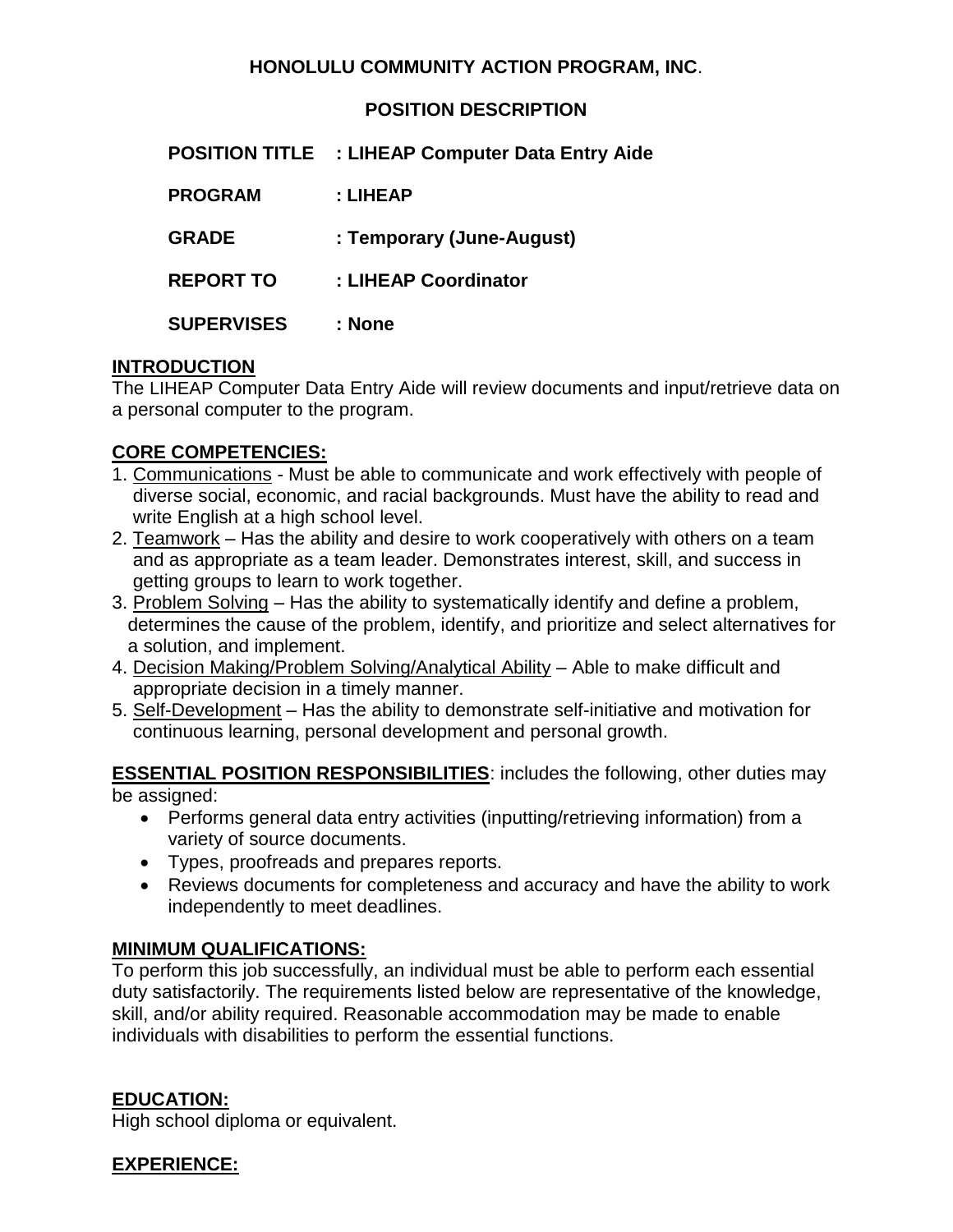**HONOLULU COMMUNITY ACTION PROGRAM, INC.**

**POSITION DESCRIPTION**

**POSITION TITLE : LIHEAP Computer Data Entry Aide**

**PROGRAM : LIHEAP**

**GRADE : Temporary (June-August)**

**REPORT TO : LIHEAP Coordinator**

**SUPERVISES : None**

## INTRODUCTION

The LIHEAP Computer Data Entry Aide will review documents and input/retrieve data on a personal computer to the program.

## CORE COMPETENCIES:

1. Communications - Must be able to communicate and work effectively with people of diverse social, economic, and racial backgrounds. Must have the ability to read and write English at a high school level.
2. Teamwork – Has the ability and desire to work cooperatively with others on a team and as appropriate as a team leader. Demonstrates interest, skill, and success in getting groups to learn to work together.
3. Problem Solving – Has the ability to systematically identify and define a problem, determines the cause of the problem, identify, and prioritize and select alternatives for a solution, and implement.
4. Decision Making/Problem Solving/Analytical Ability – Able to make difficult and appropriate decision in a timely manner.
5. Self-Development – Has the ability to demonstrate self-initiative and motivation for continuous learning, personal development and personal growth.

**ESSENTIAL POSITION RESPONSIBILITIES**: includes the following, other duties may be assigned:

- Performs general data entry activities (inputting/retrieving information) from a variety of source documents.
- Types, proofreads and prepares reports.
- Reviews documents for completeness and accuracy and have the ability to work independently to meet deadlines.

## MINIMUM QUALIFICATIONS:

To perform this job successfully, an individual must be able to perform each essential duty satisfactorily. The requirements listed below are representative of the knowledge, skill, and/or ability required. Reasonable accommodation may be made to enable individuals with disabilities to perform the essential functions.

## EDUCATION:

High school diploma or equivalent.

## EXPERIENCE: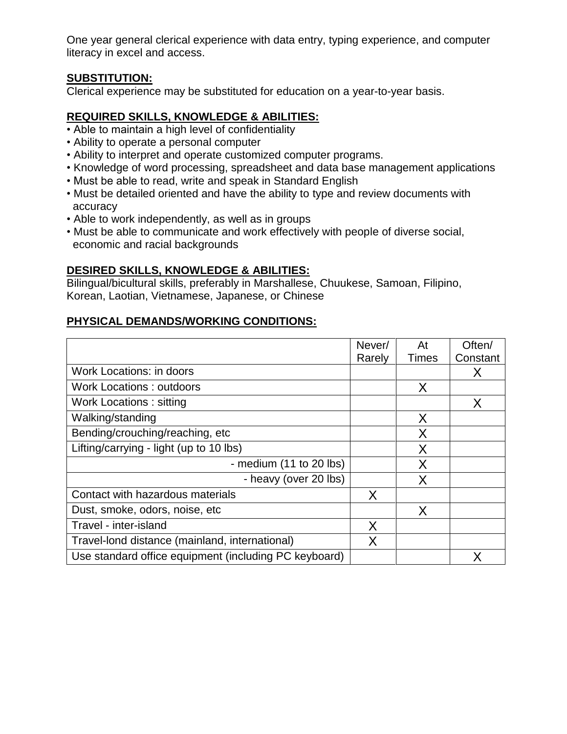One year general clerical experience with data entry, typing experience, and computer literacy in excel and access.

**SUBSTITUTION:**
Clerical experience may be substituted for education on a year-to-year basis.

**REQUIRED SKILLS, KNOWLEDGE & ABILITIES:**

- Able to maintain a high level of confidentiality
- Ability to operate a personal computer
- Ability to interpret and operate customized computer programs.
- Knowledge of word processing, spreadsheet and data base management applications
- Must be able to read, write and speak in Standard English
- Must be detailed oriented and have the ability to type and review documents with accuracy
- Able to work independently, as well as in groups
- Must be able to communicate and work effectively with people of diverse social, economic and racial backgrounds

**DESIRED SKILLS, KNOWLEDGE & ABILITIES:**
Bilingual/bicultural skills, preferably in Marshallese, Chuukese, Samoan, Filipino, Korean, Laotian, Vietnamese, Japanese, or Chinese

**PHYSICAL DEMANDS/WORKING CONDITIONS:**

| | Never/ Rarely | At Times | Often/ Constant |
|---|---|---|---|
| Work Locations: in doors | | | X |
| Work Locations : outdoors | | X | |
| Work Locations : sitting | | | X |
| Walking/standing | | X | |
| Bending/crouching/reaching, etc | | X | |
| Lifting/carrying - light (up to 10 lbs) | | X | |
| - medium (11 to 20 lbs) | | X | |
| - heavy (over 20 lbs) | | X | |
| Contact with hazardous materials | X | | |
| Dust, smoke, odors, noise, etc | | X | |
| Travel - inter-island | X | | |
| Travel-lond distance (mainland, international) | X | | |
| Use standard office equipment (including PC keyboard) | | | X |